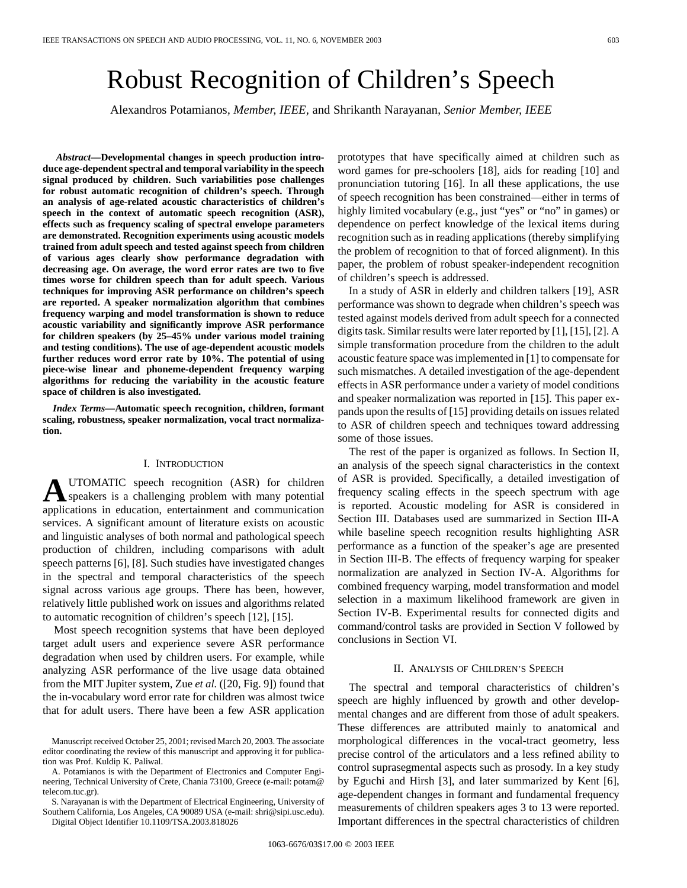# Robust Recognition of Children's Speech

Alexandros Potamianos, *Member, IEEE,* and Shrikanth Narayanan, *Senior Member, IEEE*

***Abstract*—Developmental changes in speech production introduce age-dependent spectral and temporal variability in the speech signal produced by children. Such variabilities pose challenges for robust automatic recognition of children's speech. Through an analysis of age-related acoustic characteristics of children's speech in the context of automatic speech recognition (ASR), effects such as frequency scaling of spectral envelope parameters are demonstrated. Recognition experiments using acoustic models trained from adult speech and tested against speech from children of various ages clearly show performance degradation with decreasing age. On average, the word error rates are two to five times worse for children speech than for adult speech. Various techniques for improving ASR performance on children's speech are reported. A speaker normalization algorithm that combines frequency warping and model transformation is shown to reduce acoustic variability and significantly improve ASR performance for children speakers (by 25–45% under various model training and testing conditions). The use of age-dependent acoustic models further reduces word error rate by 10%. The potential of using piece-wise linear and phoneme-dependent frequency warping algorithms for reducing the variability in the acoustic feature space of children is also investigated.**

***Index Terms*—Automatic speech recognition, children, formant scaling, robustness, speaker normalization, vocal tract normalization.**

## I. Introduction

Automatic speech recognition (ASR) for children speakers is a challenging problem with many potential applications in education, entertainment and communication services. A significant amount of literature exists on acoustic and linguistic analyses of both normal and pathological speech production of children, including comparisons with adult speech patterns [6], [8]. Such studies have investigated changes in the spectral and temporal characteristics of the speech signal across various age groups. There has been, however, relatively little published work on issues and algorithms related to automatic recognition of children's speech [12], [15].

Most speech recognition systems that have been deployed target adult users and experience severe ASR performance degradation when used by children users. For example, while analyzing ASR performance of the live usage data obtained from the MIT Jupiter system, Zue *et al.* ([20, Fig. 9]) found that the in-vocabulary word error rate for children was almost twice that for adult users. There have been a few ASR application prototypes that have specifically aimed at children such as word games for pre-schoolers [18], aids for reading [10] and pronunciation tutoring [16]. In all these applications, the use of speech recognition has been constrained—either in terms of highly limited vocabulary (e.g., just "yes" or "no" in games) or dependence on perfect knowledge of the lexical items during recognition such as in reading applications (thereby simplifying the problem of recognition to that of forced alignment). In this paper, the problem of robust speaker-independent recognition of children's speech is addressed.

In a study of ASR in elderly and children talkers [19], ASR performance was shown to degrade when children's speech was tested against models derived from adult speech for a connected digits task. Similar results were later reported by [1], [15], [2]. A simple transformation procedure from the children to the adult acoustic feature space was implemented in [1] to compensate for such mismatches. A detailed investigation of the age-dependent effects in ASR performance under a variety of model conditions and speaker normalization was reported in [15]. This paper expands upon the results of [15] providing details on issues related to ASR of children speech and techniques toward addressing some of those issues.

The rest of the paper is organized as follows. In Section II, an analysis of the speech signal characteristics in the context of ASR is provided. Specifically, a detailed investigation of frequency scaling effects in the speech spectrum with age is reported. Acoustic modeling for ASR is considered in Section III. Databases used are summarized in Section III-A while baseline speech recognition results highlighting ASR performance as a function of the speaker's age are presented in Section III-B. The effects of frequency warping for speaker normalization are analyzed in Section IV-A. Algorithms for combined frequency warping, model transformation and model selection in a maximum likelihood framework are given in Section IV-B. Experimental results for connected digits and command/control tasks are provided in Section V followed by conclusions in Section VI.

## II. Analysis of Children's Speech

The spectral and temporal characteristics of children's speech are highly influenced by growth and other developmental changes and are different from those of adult speakers. These differences are attributed mainly to anatomical and morphological differences in the vocal-tract geometry, less precise control of the articulators and a less refined ability to control suprasegmental aspects such as prosody. In a key study by Eguchi and Hirsh [3], and later summarized by Kent [6], age-dependent changes in formant and fundamental frequency measurements of children speakers ages 3 to 13 were reported. Important differences in the spectral characteristics of children

---

Manuscript received October 25, 2001; revised March 20, 2003. The associate editor coordinating the review of this manuscript and approving it for publication was Prof. Kuldip K. Paliwal.

A. Potamianos is with the Department of Electronics and Computer Engineering, Technical University of Crete, Chania 73100, Greece (e-mail: potam@telecom.tuc.gr).

S. Narayanan is with the Department of Electrical Engineering, University of Southern California, Los Angeles, CA 90089 USA (e-mail: shri@sipi.usc.edu).

Digital Object Identifier 10.1109/TSA.2003.818026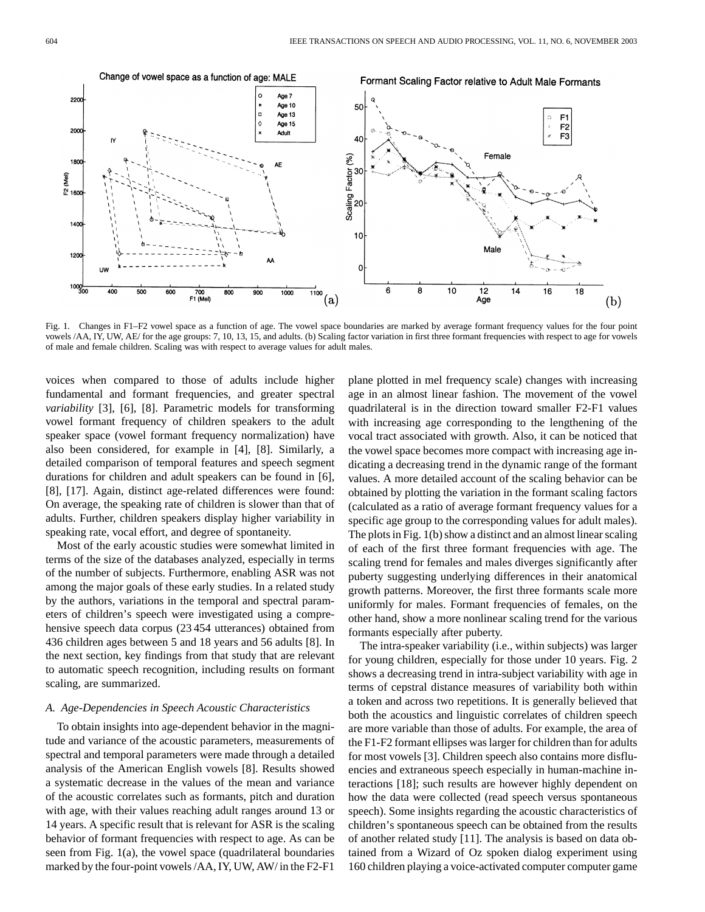Fig. 1. Changes in F1–F2 vowel space as a function of age. The vowel space boundaries are marked by average formant frequency values for the four point vowels /AA, IY, UW, AE/ for the age groups: 7, 10, 13, 15, and adults. (b) Scaling factor variation in first three formant frequencies with respect to age for vowels of male and female children. Scaling was with respect to average values for adult males.

voices when compared to those of adults include higher fundamental and formant frequencies, and greater spectral *variability* [3], [6], [8]. Parametric models for transforming vowel formant frequency of children speakers to the adult speaker space (vowel formant frequency normalization) have also been considered, for example in [4], [8]. Similarly, a detailed comparison of temporal features and speech segment durations for children and adult speakers can be found in [6], [8], [17]. Again, distinct age-related differences were found: On average, the speaking rate of children is slower than that of adults. Further, children speakers display higher variability in speaking rate, vocal effort, and degree of spontaneity.

Most of the early acoustic studies were somewhat limited in terms of the size of the databases analyzed, especially in terms of the number of subjects. Furthermore, enabling ASR was not among the major goals of these early studies. In a related study by the authors, variations in the temporal and spectral parameters of children's speech were investigated using a comprehensive speech data corpus (23 454 utterances) obtained from 436 children ages between 5 and 18 years and 56 adults [8]. In the next section, key findings from that study that are relevant to automatic speech recognition, including results on formant scaling, are summarized.

### A. Age-Dependencies in Speech Acoustic Characteristics

To obtain insights into age-dependent behavior in the magnitude and variance of the acoustic parameters, measurements of spectral and temporal parameters were made through a detailed analysis of the American English vowels [8]. Results showed a systematic decrease in the values of the mean and variance of the acoustic correlates such as formants, pitch and duration with age, with their values reaching adult ranges around 13 or 14 years. A specific result that is relevant for ASR is the scaling behavior of formant frequencies with respect to age. As can be seen from Fig. 1(a), the vowel space (quadrilateral boundaries marked by the four-point vowels /AA, IY, UW, AW/ in the F2-F1 plane plotted in mel frequency scale) changes with increasing age in an almost linear fashion. The movement of the vowel quadrilateral is in the direction toward smaller F2-F1 values with increasing age corresponding to the lengthening of the vocal tract associated with growth. Also, it can be noticed that the vowel space becomes more compact with increasing age indicating a decreasing trend in the dynamic range of the formant values. A more detailed account of the scaling behavior can be obtained by plotting the variation in the formant scaling factors (calculated as a ratio of average formant frequency values for a specific age group to the corresponding values for adult males). The plots in Fig. 1(b) show a distinct and an almost linear scaling of each of the first three formant frequencies with age. The scaling trend for females and males diverges significantly after puberty suggesting underlying differences in their anatomical growth patterns. Moreover, the first three formants scale more uniformly for males. Formant frequencies of females, on the other hand, show a more nonlinear scaling trend for the various formants especially after puberty.

The intra-speaker variability (i.e., within subjects) was larger for young children, especially for those under 10 years. Fig. 2 shows a decreasing trend in intra-subject variability with age in terms of cepstral distance measures of variability both within a token and across two repetitions. It is generally believed that both the acoustics and linguistic correlates of children speech are more variable than those of adults. For example, the area of the F1-F2 formant ellipses was larger for children than for adults for most vowels [3]. Children speech also contains more disfluencies and extraneous speech especially in human-machine interactions [18]; such results are however highly dependent on how the data were collected (read speech versus spontaneous speech). Some insights regarding the acoustic characteristics of children's spontaneous speech can be obtained from the results of another related study [11]. The analysis is based on data obtained from a Wizard of Oz spoken dialog experiment using 160 children playing a voice-activated computer computer game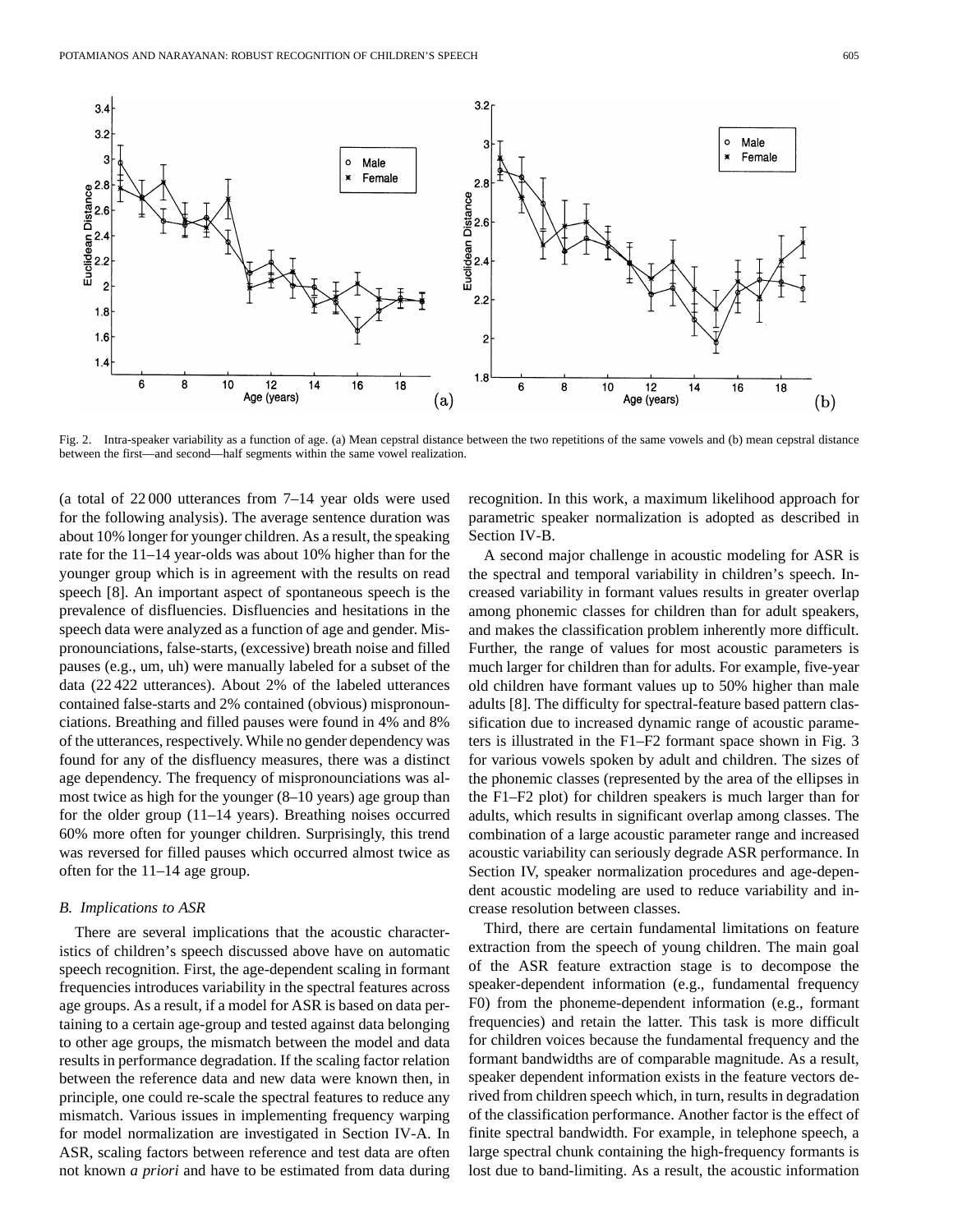3.4
3.2
3
2.8
2.6
2.4
2.2
2
1.8
1.6
1.4
Euclidean Distance
6 8 10 12 14 16 18
Age (years)
Male
Female
(a)

3.2
3
2.8
2.6
2.4
2.2
2
1.8
Euclidean Distance
6 8 10 12 14 16 18
Age (years)
Male
Female
(b)

Fig. 2. Intra-speaker variability as a function of age. (a) Mean cepstral distance between the two repetitions of the same vowels and (b) mean cepstral distance between the first—and second—half segments within the same vowel realization.

(a total of 22 000 utterances from 7–14 year olds were used for the following analysis). The average sentence duration was about 10% longer for younger children. As a result, the speaking rate for the 11–14 year-olds was about 10% higher than for the younger group which is in agreement with the results on read speech [8]. An important aspect of spontaneous speech is the prevalence of disfluencies. Disfluencies and hesitations in the speech data were analyzed as a function of age and gender. Mispronounciations, false-starts, (excessive) breath noise and filled pauses (e.g., um, uh) were manually labeled for a subset of the data (22 422 utterances). About 2% of the labeled utterances contained false-starts and 2% contained (obvious) mispronounciations. Breathing and filled pauses were found in 4% and 8% of the utterances, respectively. While no gender dependency was found for any of the disfluency measures, there was a distinct age dependency. The frequency of mispronounciations was almost twice as high for the younger (8–10 years) age group than for the older group (11–14 years). Breathing noises occurred 60% more often for younger children. Surprisingly, this trend was reversed for filled pauses which occurred almost twice as often for the 11–14 age group.

### B. Implications to ASR

There are several implications that the acoustic characteristics of children's speech discussed above have on automatic speech recognition. First, the age-dependent scaling in formant frequencies introduces variability in the spectral features across age groups. As a result, if a model for ASR is based on data pertaining to a certain age-group and tested against data belonging to other age groups, the mismatch between the model and data results in performance degradation. If the scaling factor relation between the reference data and new data were known then, in principle, one could re-scale the spectral features to reduce any mismatch. Various issues in implementing frequency warping for model normalization are investigated in Section IV-A. In ASR, scaling factors between reference and test data are often not known *a priori* and have to be estimated from data during recognition. In this work, a maximum likelihood approach for parametric speaker normalization is adopted as described in Section IV-B.

A second major challenge in acoustic modeling for ASR is the spectral and temporal variability in children's speech. Increased variability in formant values results in greater overlap among phonemic classes for children than for adult speakers, and makes the classification problem inherently more difficult. Further, the range of values for most acoustic parameters is much larger for children than for adults. For example, five-year old children have formant values up to 50% higher than male adults [8]. The difficulty for spectral-feature based pattern classification due to increased dynamic range of acoustic parameters is illustrated in the F1–F2 formant space shown in Fig. 3 for various vowels spoken by adult and children. The sizes of the phonemic classes (represented by the area of the ellipses in the F1–F2 plot) for children speakers is much larger than for adults, which results in significant overlap among classes. The combination of a large acoustic parameter range and increased acoustic variability can seriously degrade ASR performance. In Section IV, speaker normalization procedures and age-dependent acoustic modeling are used to reduce variability and increase resolution between classes.

Third, there are certain fundamental limitations on feature extraction from the speech of young children. The main goal of the ASR feature extraction stage is to decompose the speaker-dependent information (e.g., fundamental frequency F0) from the phoneme-dependent information (e.g., formant frequencies) and retain the latter. This task is more difficult for children voices because the fundamental frequency and the formant bandwidths are of comparable magnitude. As a result, speaker dependent information exists in the feature vectors derived from children speech which, in turn, results in degradation of the classification performance. Another factor is the effect of finite spectral bandwidth. For example, in telephone speech, a large spectral chunk containing the high-frequency formants is lost due to band-limiting. As a result, the acoustic information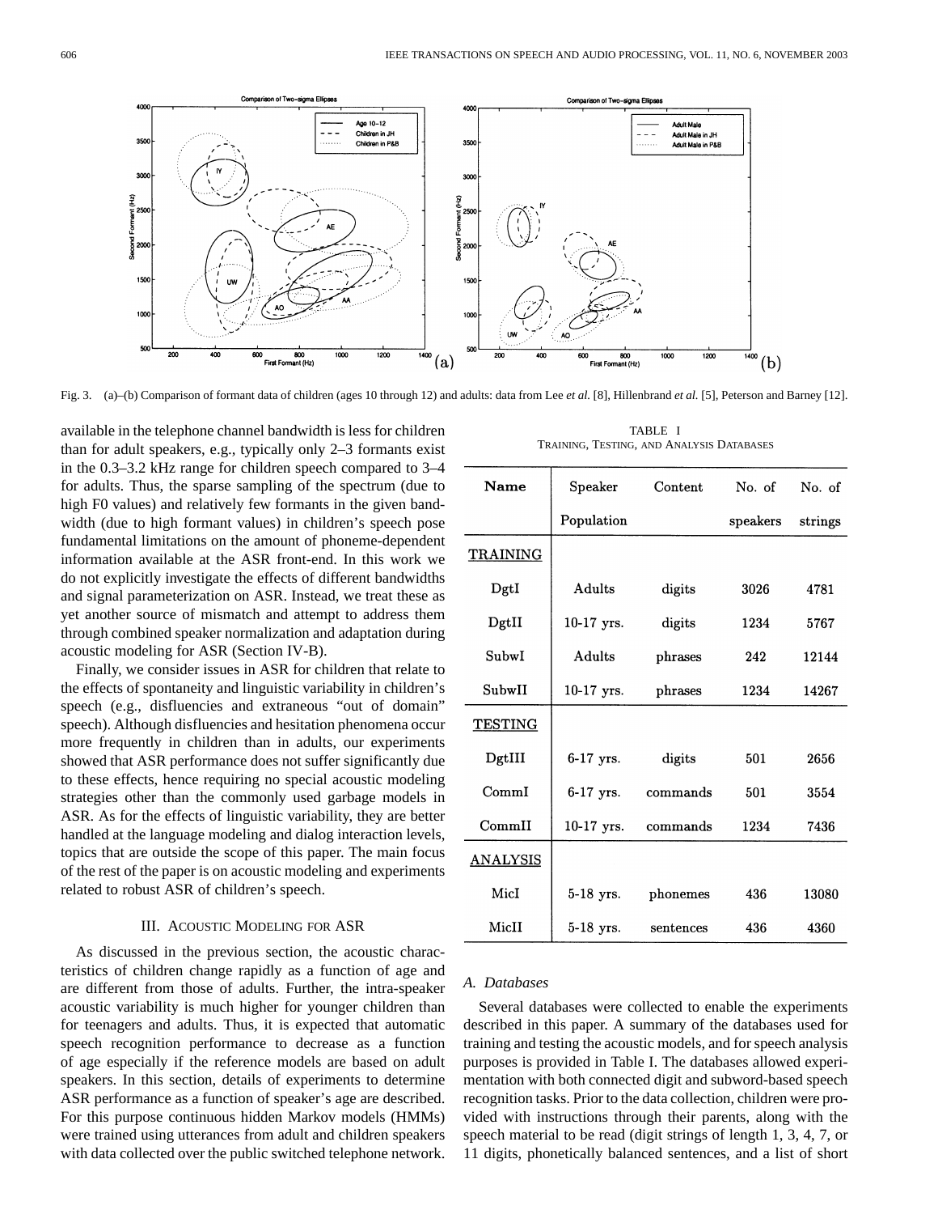Comparison of Two-sigma Ellipses

Age 10–12
Children in JH
Children in P&B

IY
AE
UW
AO
AA

Second Formant (Hz)
First Formant (Hz)

(a)

Comparison of Two-sigma Ellipses

Adult Male
Adult Male in JH
Adult Male in P&B

IY
AE
AA
UW
AO

Second Formant (Hz)
First Formant (Hz)

(b)

Fig. 3. (a)–(b) Comparison of formant data of children (ages 10 through 12) and adults: data from Lee *et al.* [8], Hillenbrand *et al.* [5], Peterson and Barney [12].

available in the telephone channel bandwidth is less for children than for adult speakers, e.g., typically only 2–3 formants exist in the 0.3–3.2 kHz range for children speech compared to 3–4 for adults. Thus, the sparse sampling of the spectrum (due to high F0 values) and relatively few formants in the given bandwidth (due to high formant values) in children's speech pose fundamental limitations on the amount of phoneme-dependent information available at the ASR front-end. In this work we do not explicitly investigate the effects of different bandwidths and signal parameterization on ASR. Instead, we treat these as yet another source of mismatch and attempt to address them through combined speaker normalization and adaptation during acoustic modeling for ASR (Section IV-B).

Finally, we consider issues in ASR for children that relate to the effects of spontaneity and linguistic variability in children's speech (e.g., disfluencies and extraneous "out of domain" speech). Although disfluencies and hesitation phenomena occur more frequently in children than in adults, our experiments showed that ASR performance does not suffer significantly due to these effects, hence requiring no special acoustic modeling strategies other than the commonly used garbage models in ASR. As for the effects of linguistic variability, they are better handled at the language modeling and dialog interaction levels, topics that are outside the scope of this paper. The main focus of the rest of the paper is on acoustic modeling and experiments related to robust ASR of children's speech.

## III. Acoustic Modeling for ASR

As discussed in the previous section, the acoustic characteristics of children change rapidly as a function of age and are different from those of adults. Further, the intra-speaker acoustic variability is much higher for younger children than for teenagers and adults. Thus, it is expected that automatic speech recognition performance to decrease as a function of age especially if the reference models are based on adult speakers. In this section, details of experiments to determine ASR performance as a function of speaker's age are described. For this purpose continuous hidden Markov models (HMMs) were trained using utterances from adult and children speakers with data collected over the public switched telephone network.

TABLE I
Training, Testing, and Analysis Databases

| Name | Speaker Population | Content | No. of speakers | No. of strings |
|---|---|---|---|---|
| TRAINING | | | | |
| DgtI | Adults | digits | 3026 | 4781 |
| DgtII | 10-17 yrs. | digits | 1234 | 5767 |
| SubwI | Adults | phrases | 242 | 12144 |
| SubwII | 10-17 yrs. | phrases | 1234 | 14267 |
| TESTING | | | | |
| DgtIII | 6-17 yrs. | digits | 501 | 2656 |
| CommI | 6-17 yrs. | commands | 501 | 3554 |
| CommII | 10-17 yrs. | commands | 1234 | 7436 |
| ANALYSIS | | | | |
| MicI | 5-18 yrs. | phonemes | 436 | 13080 |
| MicII | 5-18 yrs. | sentences | 436 | 4360 |

### A. Databases

Several databases were collected to enable the experiments described in this paper. A summary of the databases used for training and testing the acoustic models, and for speech analysis purposes is provided in Table I. The databases allowed experimentation with both connected digit and subword-based speech recognition tasks. Prior to the data collection, children were provided with instructions through their parents, along with the speech material to be read (digit strings of length 1, 3, 4, 7, or 11 digits, phonetically balanced sentences, and a list of short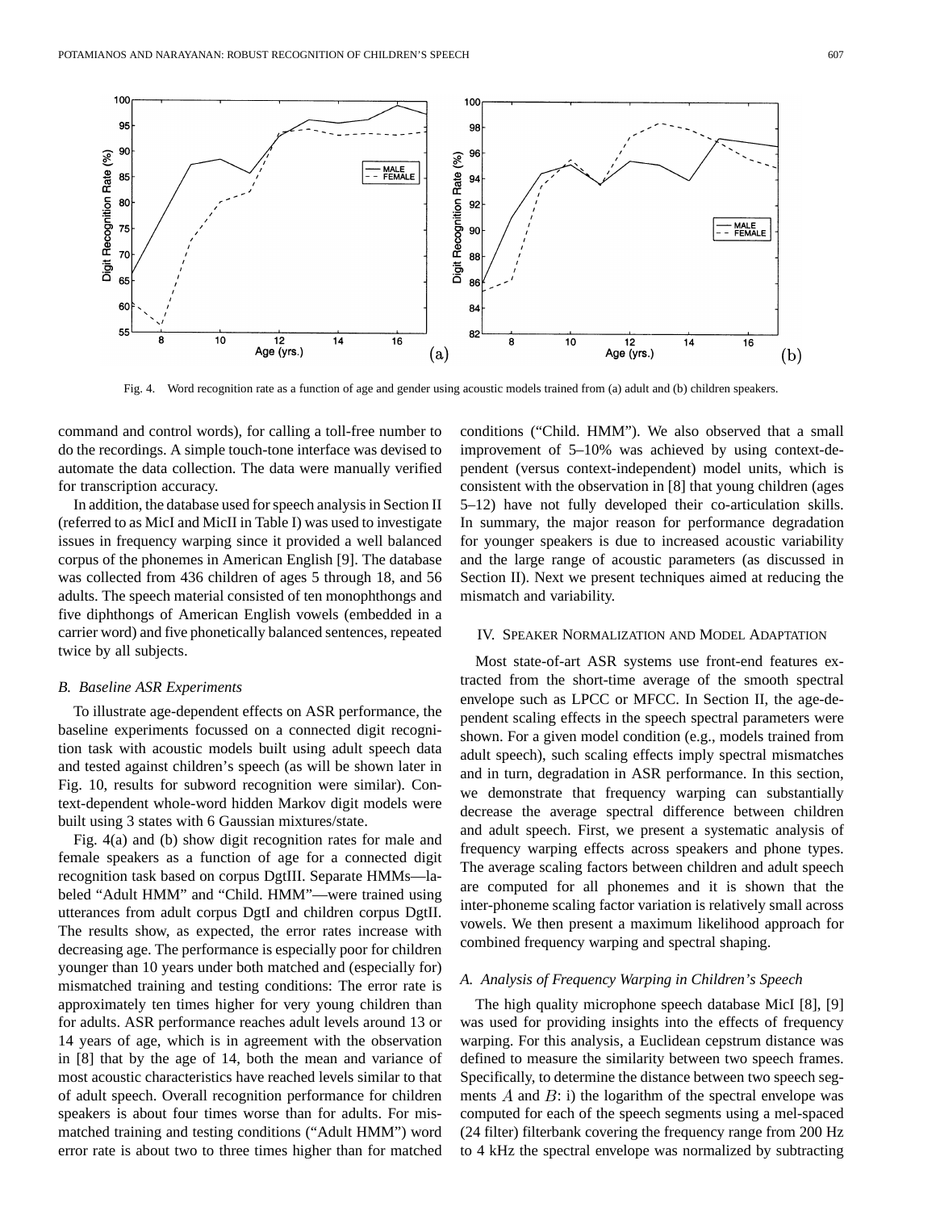Fig. 4. Word recognition rate as a function of age and gender using acoustic models trained from (a) adult and (b) children speakers.

command and control words), for calling a toll-free number to do the recordings. A simple touch-tone interface was devised to automate the data collection. The data were manually verified for transcription accuracy.

In addition, the database used for speech analysis in Section II (referred to as MicI and MicII in Table I) was used to investigate issues in frequency warping since it provided a well balanced corpus of the phonemes in American English [9]. The database was collected from 436 children of ages 5 through 18, and 56 adults. The speech material consisted of ten monophthongs and five diphthongs of American English vowels (embedded in a carrier word) and five phonetically balanced sentences, repeated twice by all subjects.

### *B. Baseline ASR Experiments*

To illustrate age-dependent effects on ASR performance, the baseline experiments focussed on a connected digit recognition task with acoustic models built using adult speech data and tested against children's speech (as will be shown later in Fig. 10, results for subword recognition were similar). Context-dependent whole-word hidden Markov digit models were built using 3 states with 6 Gaussian mixtures/state.

Fig. 4(a) and (b) show digit recognition rates for male and female speakers as a function of age for a connected digit recognition task based on corpus DgtIII. Separate HMMs—labeled "Adult HMM" and "Child. HMM"—were trained using utterances from adult corpus DgtI and children corpus DgtII. The results show, as expected, the error rates increase with decreasing age. The performance is especially poor for children younger than 10 years under both matched and (especially for) mismatched training and testing conditions: The error rate is approximately ten times higher for very young children than for adults. ASR performance reaches adult levels around 13 or 14 years of age, which is in agreement with the observation in [8] that by the age of 14, both the mean and variance of most acoustic characteristics have reached levels similar to that of adult speech. Overall recognition performance for children speakers is about four times worse than for adults. For mismatched training and testing conditions ("Adult HMM") word error rate is about two to three times higher than for matched conditions ("Child. HMM"). We also observed that a small improvement of 5–10% was achieved by using context-dependent (versus context-independent) model units, which is consistent with the observation in [8] that young children (ages 5–12) have not fully developed their co-articulation skills. In summary, the major reason for performance degradation for younger speakers is due to increased acoustic variability and the large range of acoustic parameters (as discussed in Section II). Next we present techniques aimed at reducing the mismatch and variability.

## IV. Speaker Normalization and Model Adaptation

Most state-of-art ASR systems use front-end features extracted from the short-time average of the smooth spectral envelope such as LPCC or MFCC. In Section II, the age-dependent scaling effects in the speech spectral parameters were shown. For a given model condition (e.g., models trained from adult speech), such scaling effects imply spectral mismatches and in turn, degradation in ASR performance. In this section, we demonstrate that frequency warping can substantially decrease the average spectral difference between children and adult speech. First, we present a systematic analysis of frequency warping effects across speakers and phone types. The average scaling factors between children and adult speech are computed for all phonemes and it is shown that the inter-phoneme scaling factor variation is relatively small across vowels. We then present a maximum likelihood approach for combined frequency warping and spectral shaping.

### *A. Analysis of Frequency Warping in Children's Speech*

The high quality microphone speech database MicI [8], [9] was used for providing insights into the effects of frequency warping. For this analysis, a Euclidean cepstrum distance was defined to measure the similarity between two speech frames. Specifically, to determine the distance between two speech segments $A$ and $B$: i) the logarithm of the spectral envelope was computed for each of the speech segments using a mel-spaced (24 filter) filterbank covering the frequency range from 200 Hz to 4 kHz the spectral envelope was normalized by subtracting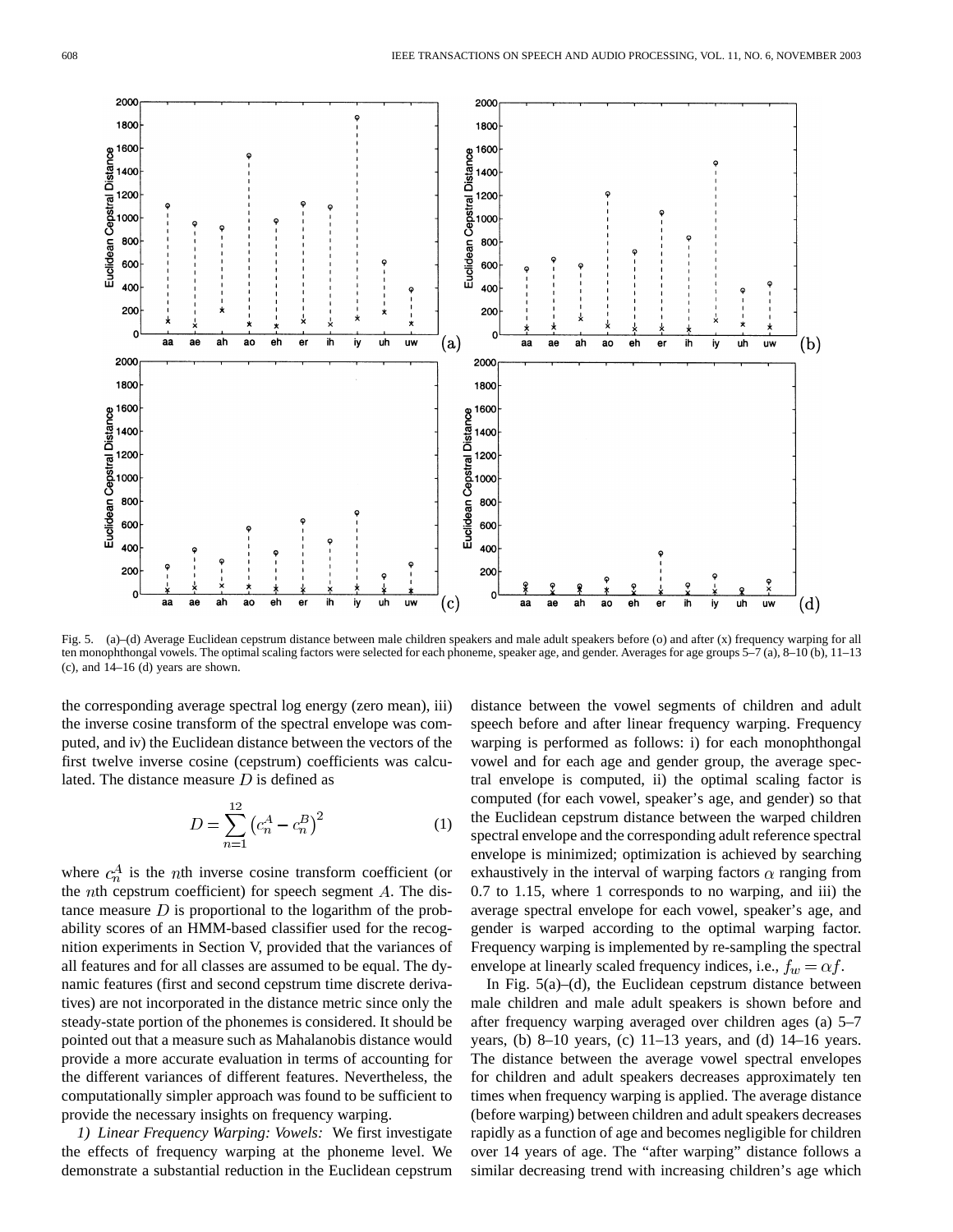Fig. 5. (a)–(d) Average Euclidean cepstrum distance between male children speakers and male adult speakers before (o) and after (x) frequency warping for all ten monophthongal vowels. The optimal scaling factors were selected for each phoneme, speaker age, and gender. Averages for age groups 5–7 (a), 8–10 (b), 11–13 (c), and 14–16 (d) years are shown.

the corresponding average spectral log energy (zero mean), iii) the inverse cosine transform of the spectral envelope was computed, and iv) the Euclidean distance between the vectors of the first twelve inverse cosine (cepstrum) coefficients was calculated. The distance measure $D$ is defined as

$$D = \sum_{n=1}^{12} \left(c_n^A - c_n^B\right)^2 \quad (1)$$

where $c_n^A$ is the $n$th inverse cosine transform coefficient (or the $n$th cepstrum coefficient) for speech segment $A$. The distance measure $D$ is proportional to the logarithm of the probability scores of an HMM-based classifier used for the recognition experiments in Section V, provided that the variances of all features and for all classes are assumed to be equal. The dynamic features (first and second cepstrum time discrete derivatives) are not incorporated in the distance metric since only the steady-state portion of the phonemes is considered. It should be pointed out that a measure such as Mahalanobis distance would provide a more accurate evaluation in terms of accounting for the different variances of different features. Nevertheless, the computationally simpler approach was found to be sufficient to provide the necessary insights on frequency warping.

*1) Linear Frequency Warping: Vowels:* We first investigate the effects of frequency warping at the phoneme level. We demonstrate a substantial reduction in the Euclidean cepstrum distance between the vowel segments of children and adult speech before and after linear frequency warping. Frequency warping is performed as follows: i) for each monophthongal vowel and for each age and gender group, the average spectral envelope is computed, ii) the optimal scaling factor is computed (for each vowel, speaker's age, and gender) so that the Euclidean cepstrum distance between the warped children spectral envelope and the corresponding adult reference spectral envelope is minimized; optimization is achieved by searching exhaustively in the interval of warping factors $\alpha$ ranging from 0.7 to 1.15, where 1 corresponds to no warping, and iii) the average spectral envelope for each vowel, speaker's age, and gender is warped according to the optimal warping factor. Frequency warping is implemented by re-sampling the spectral envelope at linearly scaled frequency indices, i.e., $f_w = \alpha f$.

In Fig. 5(a)–(d), the Euclidean cepstrum distance between male children and male adult speakers is shown before and after frequency warping averaged over children ages (a) 5–7 years, (b) 8–10 years, (c) 11–13 years, and (d) 14–16 years. The distance between the average vowel spectral envelopes for children and adult speakers decreases approximately ten times when frequency warping is applied. The average distance (before warping) between children and adult speakers decreases rapidly as a function of age and becomes negligible for children over 14 years of age. The "after warping" distance follows a similar decreasing trend with increasing children's age which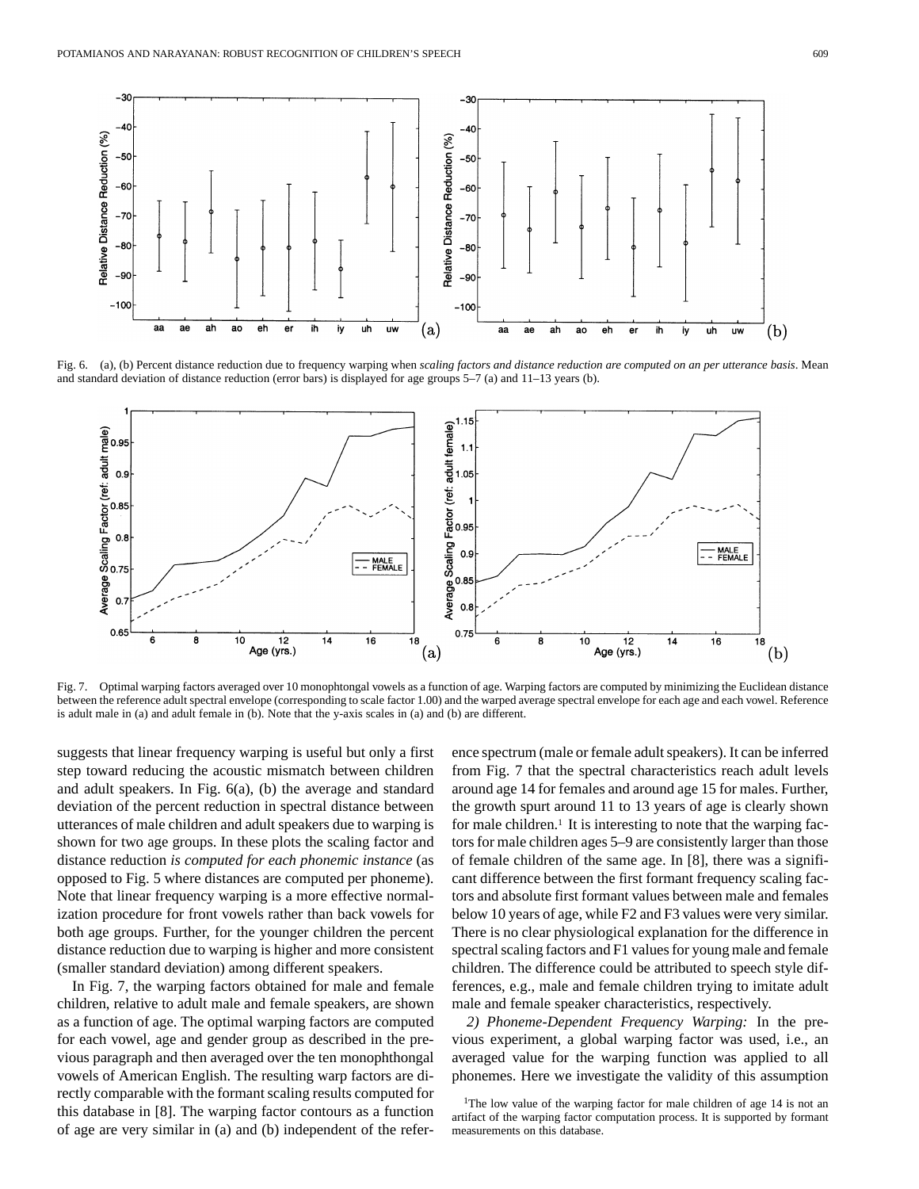Fig. 6. (a), (b) Percent distance reduction due to frequency warping when *scaling factors and distance reduction are computed on an per utterance basis*. Mean and standard deviation of distance reduction (error bars) is displayed for age groups 5–7 (a) and 11–13 years (b).

Fig. 7. Optimal warping factors averaged over 10 monophtongal vowels as a function of age. Warping factors are computed by minimizing the Euclidean distance between the reference adult spectral envelope (corresponding to scale factor 1.00) and the warped average spectral envelope for each age and each vowel. Reference is adult male in (a) and adult female in (b). Note that the y-axis scales in (a) and (b) are different.

suggests that linear frequency warping is useful but only a first step toward reducing the acoustic mismatch between children and adult speakers. In Fig. 6(a), (b) the average and standard deviation of the percent reduction in spectral distance between utterances of male children and adult speakers due to warping is shown for two age groups. In these plots the scaling factor and distance reduction *is computed for each phonemic instance* (as opposed to Fig. 5 where distances are computed per phoneme). Note that linear frequency warping is a more effective normalization procedure for front vowels rather than back vowels for both age groups. Further, for the younger children the percent distance reduction due to warping is higher and more consistent (smaller standard deviation) among different speakers.

In Fig. 7, the warping factors obtained for male and female children, relative to adult male and female speakers, are shown as a function of age. The optimal warping factors are computed for each vowel, age and gender group as described in the previous paragraph and then averaged over the ten monophthongal vowels of American English. The resulting warp factors are directly comparable with the formant scaling results computed for this database in [8]. The warping factor contours as a function of age are very similar in (a) and (b) independent of the reference spectrum (male or female adult speakers). It can be inferred from Fig. 7 that the spectral characteristics reach adult levels around age 14 for females and around age 15 for males. Further, the growth spurt around 11 to 13 years of age is clearly shown for male children.[1] It is interesting to note that the warping factors for male children ages 5–9 are consistently larger than those of female children of the same age. In [8], there was a significant difference between the first formant frequency scaling factors and absolute first formant values between male and females below 10 years of age, while F2 and F3 values were very similar. There is no clear physiological explanation for the difference in spectral scaling factors and F1 values for young male and female children. The difference could be attributed to speech style differences, e.g., male and female children trying to imitate adult male and female speaker characteristics, respectively.

*2) Phoneme-Dependent Frequency Warping:* In the previous experiment, a global warping factor was used, i.e., an averaged value for the warping function was applied to all phonemes. Here we investigate the validity of this assumption

[1]The low value of the warping factor for male children of age 14 is not an artifact of the warping factor computation process. It is supported by formant measurements on this database.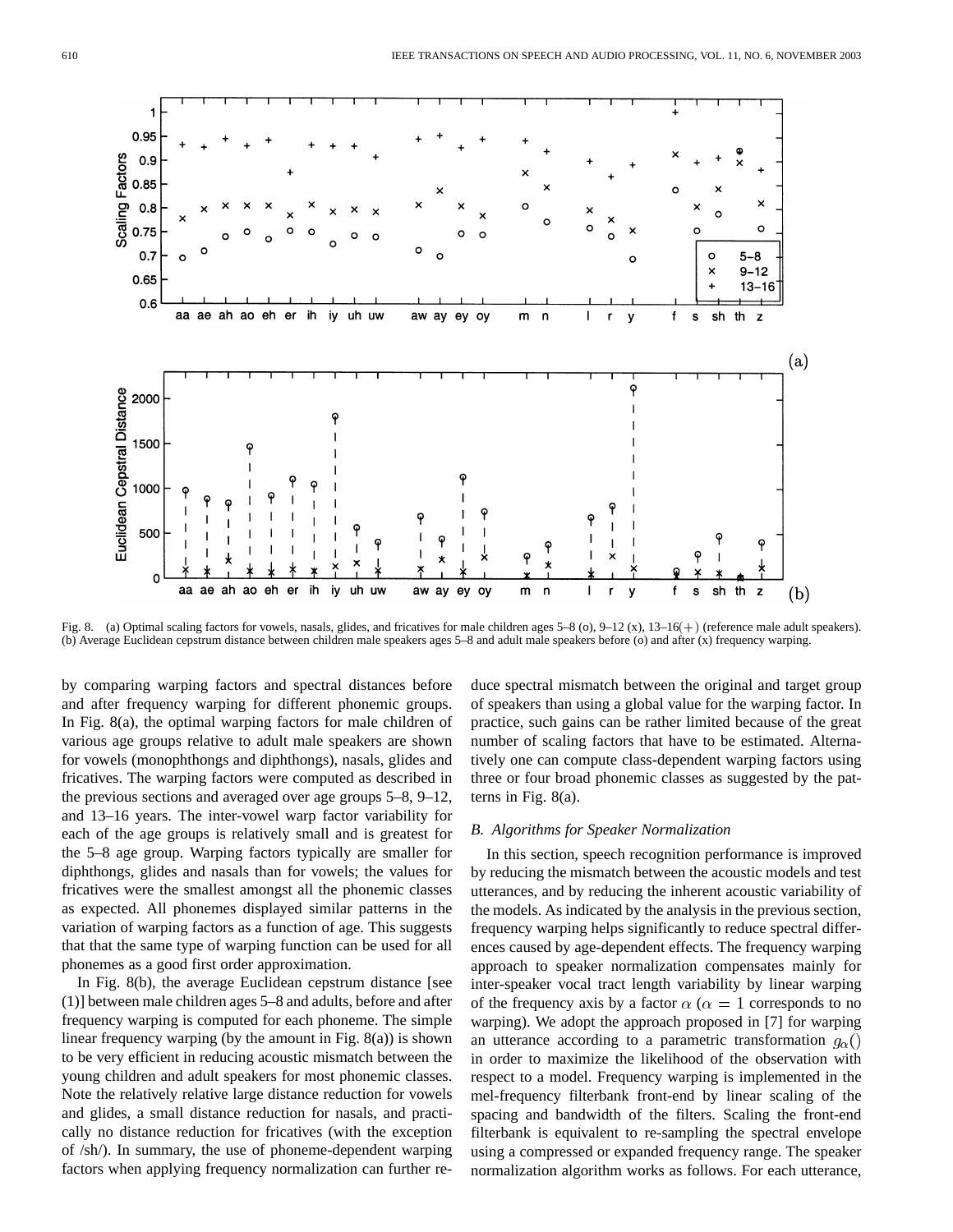Fig. 8. (a) Optimal scaling factors for vowels, nasals, glides, and fricatives for male children ages 5–8 (o), 9–12 (x), 13–16(+) (reference male adult speakers). (b) Average Euclidean cepstrum distance between children male speakers ages 5–8 and adult male speakers before (o) and after (x) frequency warping.

by comparing warping factors and spectral distances before and after frequency warping for different phonemic groups. In Fig. 8(a), the optimal warping factors for male children of various age groups relative to adult male speakers are shown for vowels (monophthongs and diphthongs), nasals, glides and fricatives. The warping factors were computed as described in the previous sections and averaged over age groups 5–8, 9–12, and 13–16 years. The inter-vowel warp factor variability for each of the age groups is relatively small and is greatest for the 5–8 age group. Warping factors typically are smaller for diphthongs, glides and nasals than for vowels; the values for fricatives were the smallest amongst all the phonemic classes as expected. All phonemes displayed similar patterns in the variation of warping factors as a function of age. This suggests that that the same type of warping function can be used for all phonemes as a good first order approximation.

In Fig. 8(b), the average Euclidean cepstrum distance [see (1)] between male children ages 5–8 and adults, before and after frequency warping is computed for each phoneme. The simple linear frequency warping (by the amount in Fig. 8(a)) is shown to be very efficient in reducing acoustic mismatch between the young children and adult speakers for most phonemic classes. Note the relatively relative large distance reduction for vowels and glides, a small distance reduction for nasals, and practically no distance reduction for fricatives (with the exception of /sh/). In summary, the use of phoneme-dependent warping factors when applying frequency normalization can further reduce spectral mismatch between the original and target group of speakers than using a global value for the warping factor. In practice, such gains can be rather limited because of the great number of scaling factors that have to be estimated. Alternatively one can compute class-dependent warping factors using three or four broad phonemic classes as suggested by the patterns in Fig. 8(a).

### B. Algorithms for Speaker Normalization

In this section, speech recognition performance is improved by reducing the mismatch between the acoustic models and test utterances, and by reducing the inherent acoustic variability of the models. As indicated by the analysis in the previous section, frequency warping helps significantly to reduce spectral differences caused by age-dependent effects. The frequency warping approach to speaker normalization compensates mainly for inter-speaker vocal tract length variability by linear warping of the frequency axis by a factor $\alpha$ ($\alpha = 1$ corresponds to no warping). We adopt the approach proposed in [7] for warping an utterance according to a parametric transformation $g_\alpha()$ in order to maximize the likelihood of the observation with respect to a model. Frequency warping is implemented in the mel-frequency filterbank front-end by linear scaling of the spacing and bandwidth of the filters. Scaling the front-end filterbank is equivalent to re-sampling the spectral envelope using a compressed or expanded frequency range. The speaker normalization algorithm works as follows. For each utterance,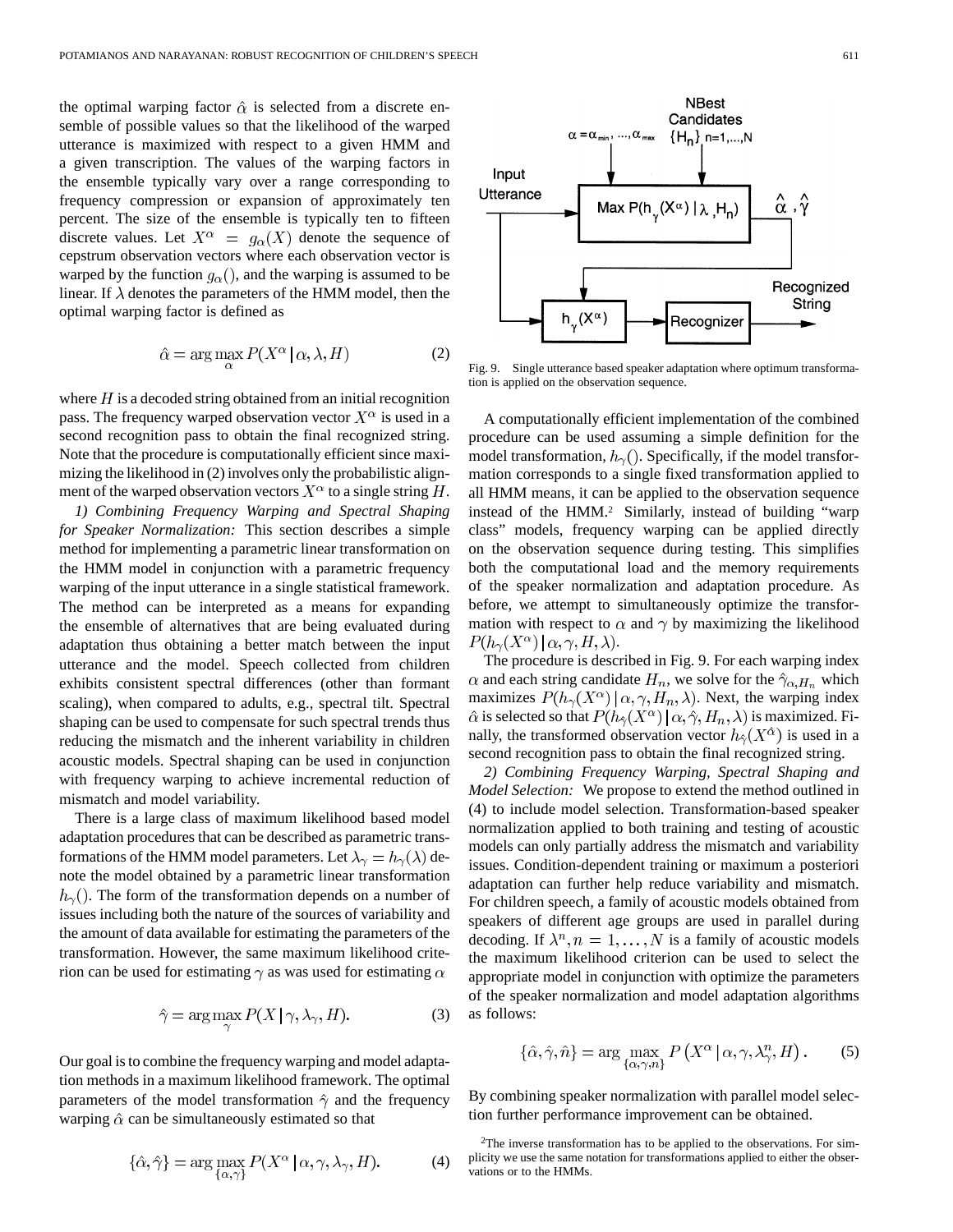the optimal warping factor $\hat{\alpha}$ is selected from a discrete ensemble of possible values so that the likelihood of the warped utterance is maximized with respect to a given HMM and a given transcription. The values of the warping factors in the ensemble typically vary over a range corresponding to frequency compression or expansion of approximately ten percent. The size of the ensemble is typically ten to fifteen discrete values. Let $X^{\alpha} = g_{\alpha}(X)$ denote the sequence of cepstrum observation vectors where each observation vector is warped by the function $g_{\alpha}()$, and the warping is assumed to be linear. If $\lambda$ denotes the parameters of the HMM model, then the optimal warping factor is defined as

$$\hat{\alpha} = \arg\max_{\alpha} P(X^{\alpha} \mid \alpha, \lambda, H) \tag{2}$$

where $H$ is a decoded string obtained from an initial recognition pass. The frequency warped observation vector $X^{\alpha}$ is used in a second recognition pass to obtain the final recognized string. Note that the procedure is computationally efficient since maximizing the likelihood in (2) involves only the probabilistic alignment of the warped observation vectors $X^{\alpha}$ to a single string $H$.

*1) Combining Frequency Warping and Spectral Shaping for Speaker Normalization:* This section describes a simple method for implementing a parametric linear transformation on the HMM model in conjunction with a parametric frequency warping of the input utterance in a single statistical framework. The method can be interpreted as a means for expanding the ensemble of alternatives that are being evaluated during adaptation thus obtaining a better match between the input utterance and the model. Speech collected from children exhibits consistent spectral differences (other than formant scaling), when compared to adults, e.g., spectral tilt. Spectral shaping can be used to compensate for such spectral trends thus reducing the mismatch and the inherent variability in children acoustic models. Spectral shaping can be used in conjunction with frequency warping to achieve incremental reduction of mismatch and model variability.

There is a large class of maximum likelihood based model adaptation procedures that can be described as parametric transformations of the HMM model parameters. Let $\lambda_{\gamma} = h_{\gamma}(\lambda)$ denote the model obtained by a parametric linear transformation $h_{\gamma}()$. The form of the transformation depends on a number of issues including both the nature of the sources of variability and the amount of data available for estimating the parameters of the transformation. However, the same maximum likelihood criterion can be used for estimating $\gamma$ as was used for estimating $\alpha$

$$\hat{\gamma} = \arg\max_{\gamma} P(X \mid \gamma, \lambda_{\gamma}, H). \tag{3}$$

Our goal is to combine the frequency warping and model adaptation methods in a maximum likelihood framework. The optimal parameters of the model transformation $\hat{\gamma}$ and the frequency warping $\hat{\alpha}$ can be simultaneously estimated so that

$$\{\hat{\alpha}, \hat{\gamma}\} = \arg\max_{\{\alpha,\gamma\}} P(X^{\alpha} \mid \alpha, \gamma, \lambda_{\gamma}, H). \tag{4}$$

Fig. 9. Single utterance based speaker adaptation where optimum transformation is applied on the observation sequence.

A computationally efficient implementation of the combined procedure can be used assuming a simple definition for the model transformation, $h_{\gamma}()$. Specifically, if the model transformation corresponds to a single fixed transformation applied to all HMM means, it can be applied to the observation sequence instead of the HMM.[2] Similarly, instead of building "warp class" models, frequency warping can be applied directly on the observation sequence during testing. This simplifies both the computational load and the memory requirements of the speaker normalization and adaptation procedure. As before, we attempt to simultaneously optimize the transformation with respect to $\alpha$ and $\gamma$ by maximizing the likelihood $P(h_{\gamma}(X^{\alpha}) \mid \alpha, \gamma, H, \lambda)$.

The procedure is described in Fig. 9. For each warping index $\alpha$ and each string candidate $H_n$, we solve for the $\hat{\gamma}_{\alpha,H_n}$ which maximizes $P(h_{\gamma}(X^{\alpha}) \mid \alpha, \gamma, H_n, \lambda)$. Next, the warping index $\hat{\alpha}$ is selected so that $P(h_{\hat{\gamma}}(X^{\alpha}) \mid \alpha, \hat{\gamma}, H_n, \lambda)$ is maximized. Finally, the transformed observation vector $h_{\hat{\gamma}}(X^{\hat{\alpha}})$ is used in a second recognition pass to obtain the final recognized string.

*2) Combining Frequency Warping, Spectral Shaping and Model Selection:* We propose to extend the method outlined in (4) to include model selection. Transformation-based speaker normalization applied to both training and testing of acoustic models can only partially address the mismatch and variability issues. Condition-dependent training or maximum a posteriori adaptation can further help reduce variability and mismatch. For children speech, a family of acoustic models obtained from speakers of different age groups are used in parallel during decoding. If $\lambda^n, n = 1, \ldots, N$ is a family of acoustic models the maximum likelihood criterion can be used to select the appropriate model in conjunction with optimize the parameters of the speaker normalization and model adaptation algorithms as follows:

$$\{\hat{\alpha}, \hat{\gamma}, \hat{n}\} = \arg\max_{\{\alpha,\gamma,n\}} P\left(X^{\alpha} \mid \alpha, \gamma, \lambda_{\gamma}^{n}, H\right). \tag{5}$$

By combining speaker normalization with parallel model selection further performance improvement can be obtained.

[2]The inverse transformation has to be applied to the observations. For simplicity we use the same notation for transformations applied to either the observations or to the HMMs.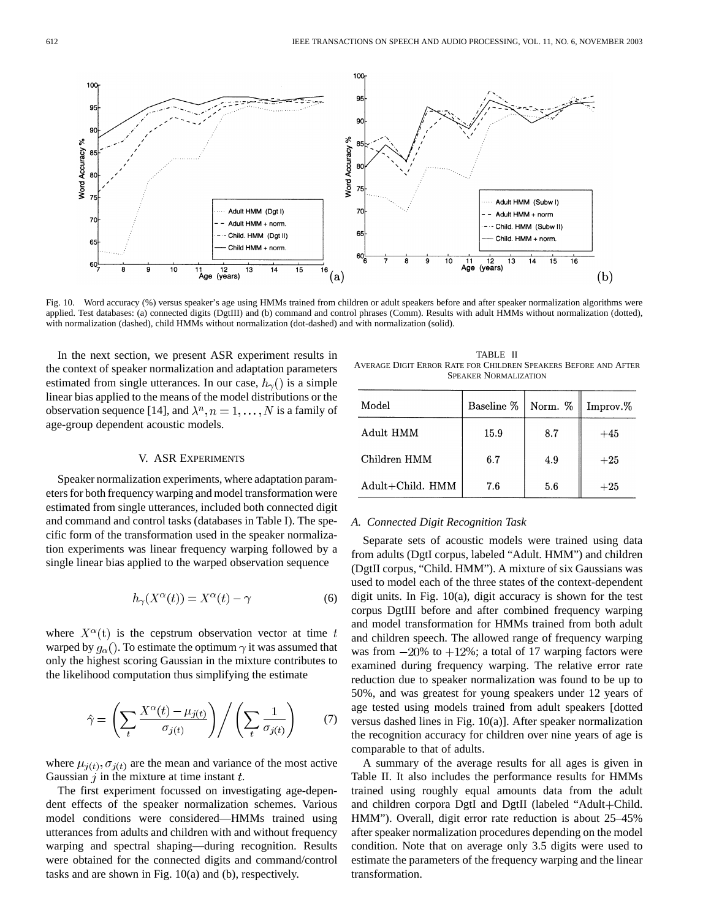Fig. 10. Word accuracy (%) versus speaker's age using HMMs trained from children or adult speakers before and after speaker normalization algorithms were applied. Test databases: (a) connected digits (DgtIII) and (b) command and control phrases (Comm). Results with adult HMMs without normalization (dotted), with normalization (dashed), child HMMs without normalization (dot-dashed) and with normalization (solid).

In the next section, we present ASR experiment results in the context of speaker normalization and adaptation parameters estimated from single utterances. In our case, $h_\gamma()$ is a simple linear bias applied to the means of the model distributions or the observation sequence [14], and $\lambda^n, n = 1, \ldots, N$ is a family of age-group dependent acoustic models.

## V. ASR Experiments

Speaker normalization experiments, where adaptation parameters for both frequency warping and model transformation were estimated from single utterances, included both connected digit and command and control tasks (databases in Table I). The specific form of the transformation used in the speaker normalization experiments was linear frequency warping followed by a single linear bias applied to the warped observation sequence

$$h_\gamma(X^\alpha(t)) = X^\alpha(t) - \gamma \tag{6}$$

where $X^\alpha(t)$ is the cepstrum observation vector at time $t$ warped by $g_\alpha()$. To estimate the optimum $\gamma$ it was assumed that only the highest scoring Gaussian in the mixture contributes to the likelihood computation thus simplifying the estimate

$$\hat{\gamma} = \left( \sum_t \frac{X^\alpha(t) - \mu_{j(t)}}{\sigma_{j(t)}} \right) \bigg/ \left( \sum_t \frac{1}{\sigma_{j(t)}} \right) \tag{7}$$

where $\mu_{j(t)}, \sigma_{j(t)}$ are the mean and variance of the most active Gaussian $j$ in the mixture at time instant $t$.

The first experiment focussed on investigating age-dependent effects of the speaker normalization schemes. Various model conditions were considered—HMMs trained using utterances from adults and children with and without frequency warping and spectral shaping—during recognition. Results were obtained for the connected digits and command/control tasks and are shown in Fig. 10(a) and (b), respectively.

TABLE II
Average Digit Error Rate for Children Speakers Before and After Speaker Normalization

| Model | Baseline % | Norm. % | Improv.% |
|---|---|---|---|
| Adult HMM | 15.9 | 8.7 | +45 |
| Children HMM | 6.7 | 4.9 | +25 |
| Adult+Child. HMM | 7.6 | 5.6 | +25 |

### A. Connected Digit Recognition Task

Separate sets of acoustic models were trained using data from adults (DgtI corpus, labeled "Adult. HMM") and children (DgtII corpus, "Child. HMM"). A mixture of six Gaussians was used to model each of the three states of the context-dependent digit units. In Fig. 10(a), digit accuracy is shown for the test corpus DgtIII before and after combined frequency warping and model transformation for HMMs trained from both adult and children speech. The allowed range of frequency warping was from $-20\%$ to $+12\%$; a total of 17 warping factors were examined during frequency warping. The relative error rate reduction due to speaker normalization was found to be up to 50%, and was greatest for young speakers under 12 years of age tested using models trained from adult speakers [dotted versus dashed lines in Fig. 10(a)]. After speaker normalization the recognition accuracy for children over nine years of age is comparable to that of adults.

A summary of the average results for all ages is given in Table II. It also includes the performance results for HMMs trained using roughly equal amounts data from the adult and children corpora DgtI and DgtII (labeled "Adult+Child. HMM"). Overall, digit error rate reduction is about 25–45% after speaker normalization procedures depending on the model condition. Note that on average only 3.5 digits were used to estimate the parameters of the frequency warping and the linear transformation.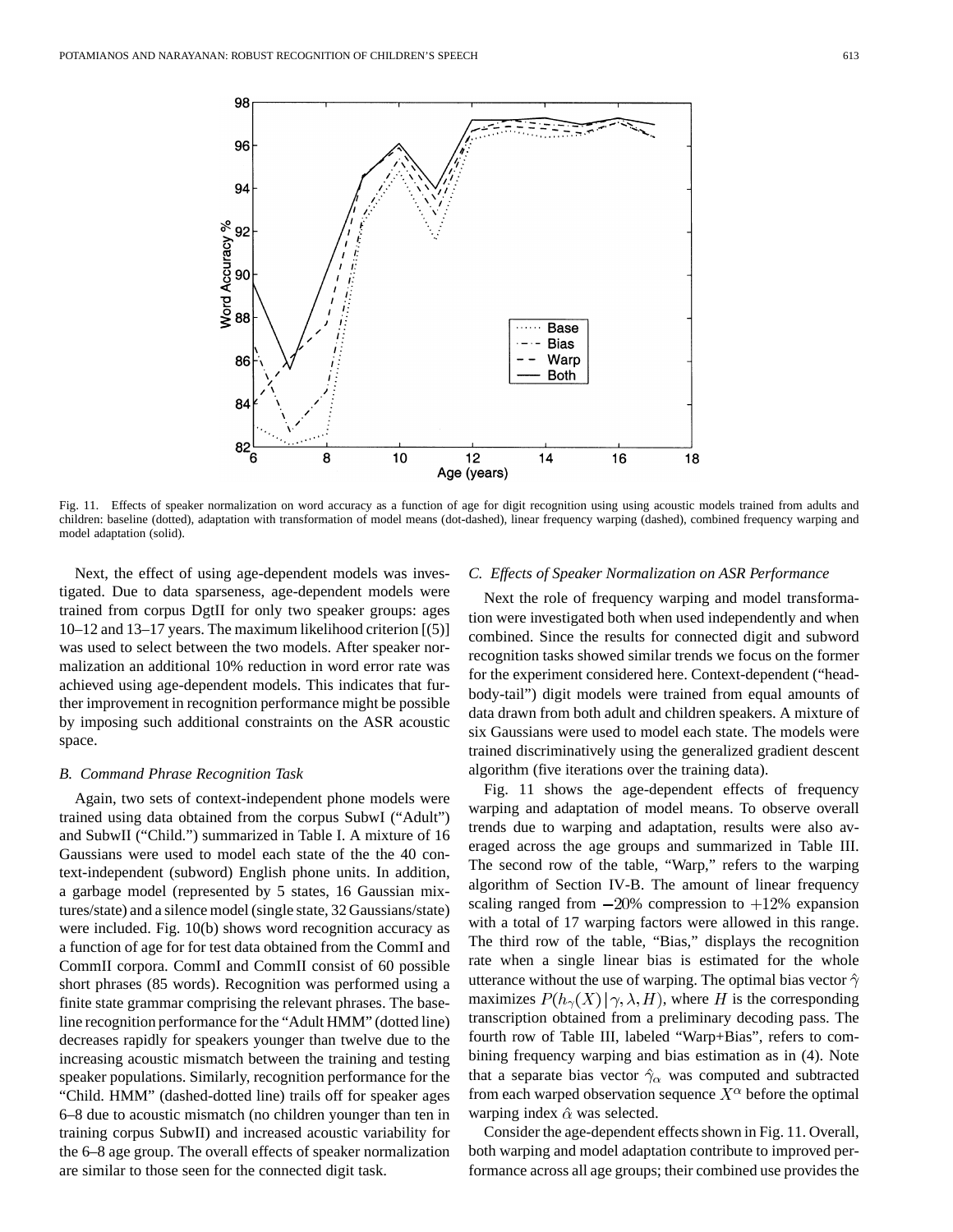Fig. 11. Effects of speaker normalization on word accuracy as a function of age for digit recognition using using acoustic models trained from adults and children: baseline (dotted), adaptation with transformation of model means (dot-dashed), linear frequency warping (dashed), combined frequency warping and model adaptation (solid).

Next, the effect of using age-dependent models was investigated. Due to data sparseness, age-dependent models were trained from corpus DgtII for only two speaker groups: ages 10–12 and 13–17 years. The maximum likelihood criterion [(5)] was used to select between the two models. After speaker normalization an additional 10% reduction in word error rate was achieved using age-dependent models. This indicates that further improvement in recognition performance might be possible by imposing such additional constraints on the ASR acoustic space.

### B. Command Phrase Recognition Task

Again, two sets of context-independent phone models were trained using data obtained from the corpus SubwI ("Adult") and SubwII ("Child.") summarized in Table I. A mixture of 16 Gaussians were used to model each state of the the 40 context-independent (subword) English phone units. In addition, a garbage model (represented by 5 states, 16 Gaussian mixtures/state) and a silence model (single state, 32 Gaussians/state) were included. Fig. 10(b) shows word recognition accuracy as a function of age for for test data obtained from the CommI and CommII corpora. CommI and CommII consist of 60 possible short phrases (85 words). Recognition was performed using a finite state grammar comprising the relevant phrases. The baseline recognition performance for the "Adult HMM" (dotted line) decreases rapidly for speakers younger than twelve due to the increasing acoustic mismatch between the training and testing speaker populations. Similarly, recognition performance for the "Child. HMM" (dashed-dotted line) trails off for speaker ages 6–8 due to acoustic mismatch (no children younger than ten in training corpus SubwII) and increased acoustic variability for the 6–8 age group. The overall effects of speaker normalization are similar to those seen for the connected digit task.

### C. Effects of Speaker Normalization on ASR Performance

Next the role of frequency warping and model transformation were investigated both when used independently and when combined. Since the results for connected digit and subword recognition tasks showed similar trends we focus on the former for the experiment considered here. Context-dependent ("head-body-tail") digit models were trained from equal amounts of data drawn from both adult and children speakers. A mixture of six Gaussians were used to model each state. The models were trained discriminatively using the generalized gradient descent algorithm (five iterations over the training data).

Fig. 11 shows the age-dependent effects of frequency warping and adaptation of model means. To observe overall trends due to warping and adaptation, results were also averaged across the age groups and summarized in Table III. The second row of the table, "Warp," refers to the warping algorithm of Section IV-B. The amount of linear frequency scaling ranged from $-20\%$ compression to $+12\%$ expansion with a total of 17 warping factors were allowed in this range. The third row of the table, "Bias," displays the recognition rate when a single linear bias is estimated for the whole utterance without the use of warping. The optimal bias vector $\hat{\gamma}$ maximizes $P(h_{\gamma}(X)|\gamma, \lambda, H)$, where $H$ is the corresponding transcription obtained from a preliminary decoding pass. The fourth row of Table III, labeled "Warp+Bias", refers to combining frequency warping and bias estimation as in (4). Note that a separate bias vector $\hat{\gamma}_{\alpha}$ was computed and subtracted from each warped observation sequence $X^{\alpha}$ before the optimal warping index $\hat{\alpha}$ was selected.

Consider the age-dependent effects shown in Fig. 11. Overall, both warping and model adaptation contribute to improved performance across all age groups; their combined use provides the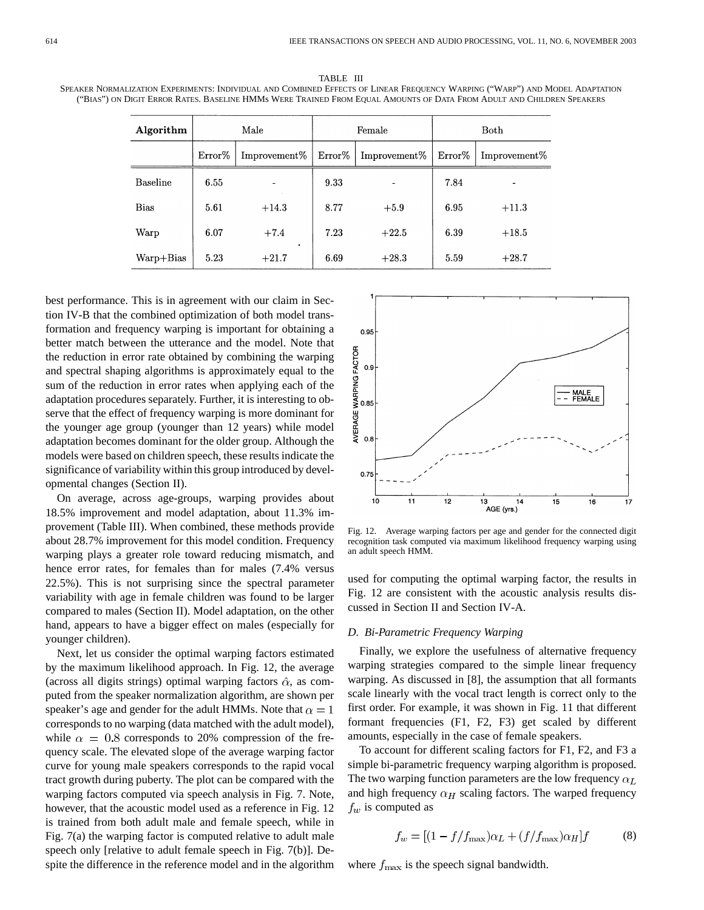TABLE III
SPEAKER NORMALIZATION EXPERIMENTS: INDIVIDUAL AND COMBINED EFFECTS OF LINEAR FREQUENCY WARPING ("WARP") AND MODEL ADAPTATION ("BIAS") ON DIGIT ERROR RATES. BASELINE HMMS WERE TRAINED FROM EQUAL AMOUNTS OF DATA FROM ADULT AND CHILDREN SPEAKERS

| Algorithm | Male | | Female | | Both | |
|---|---|---|---|---|---|---|
| | Error% | Improvement% | Error% | Improvement% | Error% | Improvement% |
| Baseline | 6.55 | - | 9.33 | - | 7.84 | - |
| Bias | 5.61 | +14.3 | 8.77 | +5.9 | 6.95 | +11.3 |
| Warp | 6.07 | +7.4 | 7.23 | +22.5 | 6.39 | +18.5 |
| Warp+Bias | 5.23 | +21.7 | 6.69 | +28.3 | 5.59 | +28.7 |

best performance. This is in agreement with our claim in Section IV-B that the combined optimization of both model transformation and frequency warping is important for obtaining a better match between the utterance and the model. Note that the reduction in error rate obtained by combining the warping and spectral shaping algorithms is approximately equal to the sum of the reduction in error rates when applying each of the adaptation procedures separately. Further, it is interesting to observe that the effect of frequency warping is more dominant for the younger age group (younger than 12 years) while model adaptation becomes dominant for the older group. Although the models were based on children speech, these results indicate the significance of variability within this group introduced by developmental changes (Section II).

On average, across age-groups, warping provides about 18.5% improvement and model adaptation, about 11.3% improvement (Table III). When combined, these methods provide about 28.7% improvement for this model condition. Frequency warping plays a greater role toward reducing mismatch, and hence error rates, for females than for males (7.4% versus 22.5%). This is not surprising since the spectral parameter variability with age in female children was found to be larger compared to males (Section II). Model adaptation, on the other hand, appears to have a bigger effect on males (especially for younger children).

Next, let us consider the optimal warping factors estimated by the maximum likelihood approach. In Fig. 12, the average (across all digits strings) optimal warping factors $\hat{\alpha}$, as computed from the speaker normalization algorithm, are shown per speaker's age and gender for the adult HMMs. Note that $\alpha = 1$ corresponds to no warping (data matched with the adult model), while $\alpha = 0.8$ corresponds to 20% compression of the frequency scale. The elevated slope of the average warping factor curve for young male speakers corresponds to the rapid vocal tract growth during puberty. The plot can be compared with the warping factors computed via speech analysis in Fig. 7. Note, however, that the acoustic model used as a reference in Fig. 12 is trained from both adult male and female speech, while in Fig. 7(a) the warping factor is computed relative to adult male speech only [relative to adult female speech in Fig. 7(b)]. Despite the difference in the reference model and in the algorithm used for computing the optimal warping factor, the results in Fig. 12 are consistent with the acoustic analysis results discussed in Section II and Section IV-A.

Fig. 12. Average warping factors per age and gender for the connected digit recognition task computed via maximum likelihood frequency warping using an adult speech HMM.

### D. Bi-Parametric Frequency Warping

Finally, we explore the usefulness of alternative frequency warping strategies compared to the simple linear frequency warping. As discussed in [8], the assumption that all formants scale linearly with the vocal tract length is correct only to the first order. For example, it was shown in Fig. 11 that different formant frequencies (F1, F2, F3) get scaled by different amounts, especially in the case of female speakers.

To account for different scaling factors for F1, F2, and F3 a simple bi-parametric frequency warping algorithm is proposed. The two warping function parameters are the low frequency $\alpha_L$ and high frequency $\alpha_H$ scaling factors. The warped frequency $f_w$ is computed as

$$f_w = [(1 - f/f_{\max})\alpha_L + (f/f_{\max})\alpha_H]f \qquad (8)$$

where $f_{\max}$ is the speech signal bandwidth.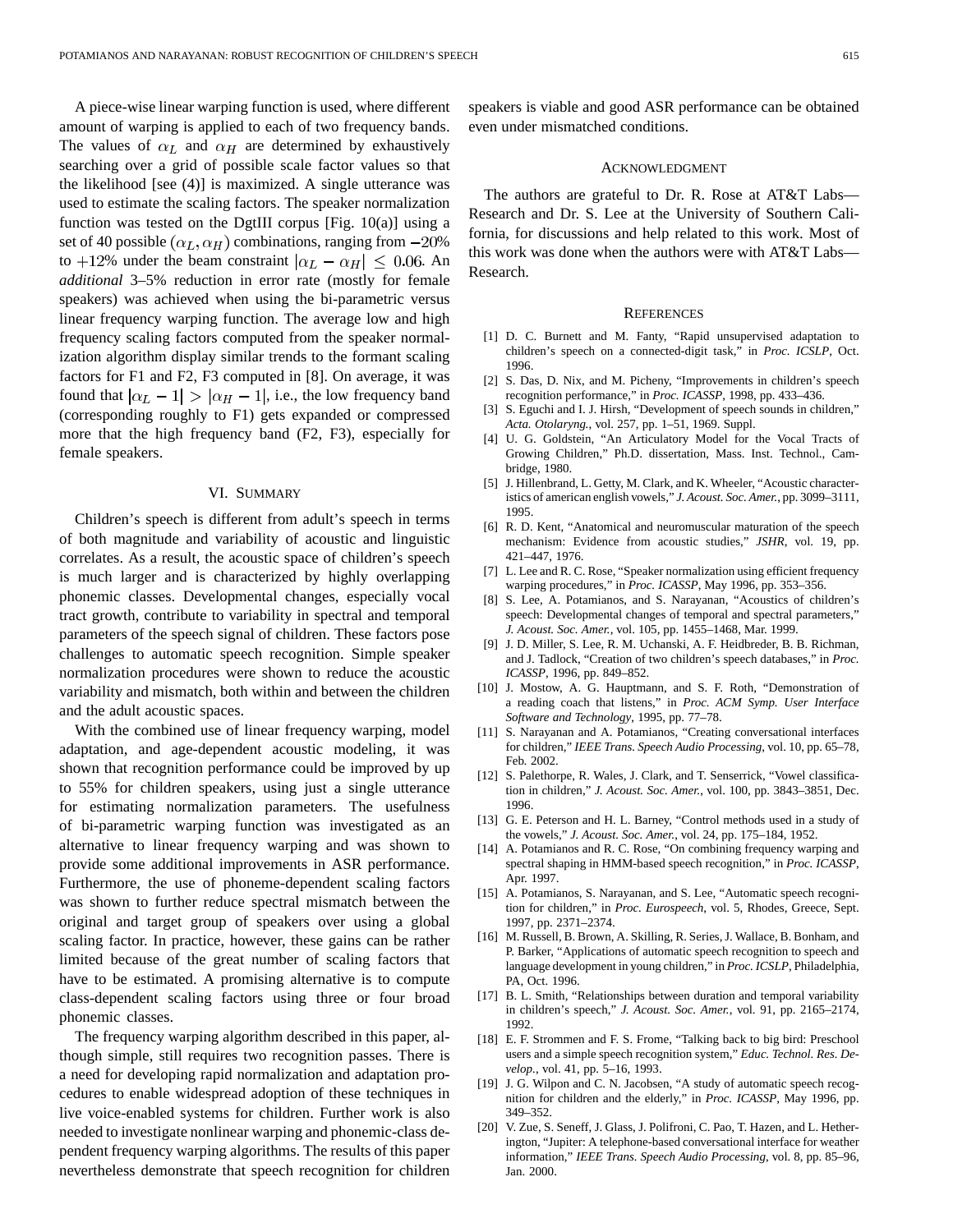A piece-wise linear warping function is used, where different amount of warping is applied to each of two frequency bands. The values of $\alpha_L$ and $\alpha_H$ are determined by exhaustively searching over a grid of possible scale factor values so that the likelihood [see (4)] is maximized. A single utterance was used to estimate the scaling factors. The speaker normalization function was tested on the DgtIII corpus [Fig. 10(a)] using a set of 40 possible $(\alpha_L, \alpha_H)$ combinations, ranging from $-20\%$ to $+12\%$ under the beam constraint $|\alpha_L - \alpha_H| \leq 0.06$. An *additional* 3–5% reduction in error rate (mostly for female speakers) was achieved when using the bi-parametric versus linear frequency warping function. The average low and high frequency scaling factors computed from the speaker normalization algorithm display similar trends to the formant scaling factors for F1 and F2, F3 computed in [8]. On average, it was found that $|\alpha_L - 1| > |\alpha_H - 1|$, i.e., the low frequency band (corresponding roughly to F1) gets expanded or compressed more that the high frequency band (F2, F3), especially for female speakers.

## VI. Summary

Children's speech is different from adult's speech in terms of both magnitude and variability of acoustic and linguistic correlates. As a result, the acoustic space of children's speech is much larger and is characterized by highly overlapping phonemic classes. Developmental changes, especially vocal tract growth, contribute to variability in spectral and temporal parameters of the speech signal of children. These factors pose challenges to automatic speech recognition. Simple speaker normalization procedures were shown to reduce the acoustic variability and mismatch, both within and between the children and the adult acoustic spaces.

With the combined use of linear frequency warping, model adaptation, and age-dependent acoustic modeling, it was shown that recognition performance could be improved by up to 55% for children speakers, using just a single utterance for estimating normalization parameters. The usefulness of bi-parametric warping function was investigated as an alternative to linear frequency warping and was shown to provide some additional improvements in ASR performance. Furthermore, the use of phoneme-dependent scaling factors was shown to further reduce spectral mismatch between the original and target group of speakers over using a global scaling factor. In practice, however, these gains can be rather limited because of the great number of scaling factors that have to be estimated. A promising alternative is to compute class-dependent scaling factors using three or four broad phonemic classes.

The frequency warping algorithm described in this paper, although simple, still requires two recognition passes. There is a need for developing rapid normalization and adaptation procedures to enable widespread adoption of these techniques in live voice-enabled systems for children. Further work is also needed to investigate nonlinear warping and phonemic-class dependent frequency warping algorithms. The results of this paper nevertheless demonstrate that speech recognition for children speakers is viable and good ASR performance can be obtained even under mismatched conditions.

## Acknowledgment

The authors are grateful to Dr. R. Rose at AT&T Labs—Research and Dr. S. Lee at the University of Southern California, for discussions and help related to this work. Most of this work was done when the authors were with AT&T Labs—Research.

## References

[1] D. C. Burnett and M. Fanty, "Rapid unsupervised adaptation to children's speech on a connected-digit task," in *Proc. ICSLP*, Oct. 1996.

[2] S. Das, D. Nix, and M. Picheny, "Improvements in children's speech recognition performance," in *Proc. ICASSP*, 1998, pp. 433–436.

[3] S. Eguchi and I. J. Hirsh, "Development of speech sounds in children," *Acta. Otolaryng.*, vol. 257, pp. 1–51, 1969. Suppl.

[4] U. G. Goldstein, "An Articulatory Model for the Vocal Tracts of Growing Children," Ph.D. dissertation, Mass. Inst. Technol., Cambridge, 1980.

[5] J. Hillenbrand, L. Getty, M. Clark, and K. Wheeler, "Acoustic characteristics of american english vowels," *J. Acoust. Soc. Amer.*, pp. 3099–3111, 1995.

[6] R. D. Kent, "Anatomical and neuromuscular maturation of the speech mechanism: Evidence from acoustic studies," *JSHR*, vol. 19, pp. 421–447, 1976.

[7] L. Lee and R. C. Rose, "Speaker normalization using efficient frequency warping procedures," in *Proc. ICASSP*, May 1996, pp. 353–356.

[8] S. Lee, A. Potamianos, and S. Narayanan, "Acoustics of children's speech: Developmental changes of temporal and spectral parameters," *J. Acoust. Soc. Amer.*, vol. 105, pp. 1455–1468, Mar. 1999.

[9] J. D. Miller, S. Lee, R. M. Uchanski, A. F. Heidbreder, B. B. Richman, and J. Tadlock, "Creation of two children's speech databases," in *Proc. ICASSP*, 1996, pp. 849–852.

[10] J. Mostow, A. G. Hauptmann, and S. F. Roth, "Demonstration of a reading coach that listens," in *Proc. ACM Symp. User Interface Software and Technology*, 1995, pp. 77–78.

[11] S. Narayanan and A. Potamianos, "Creating conversational interfaces for children," *IEEE Trans. Speech Audio Processing*, vol. 10, pp. 65–78, Feb. 2002.

[12] S. Palethorpe, R. Wales, J. Clark, and T. Senserrick, "Vowel classification in children," *J. Acoust. Soc. Amer.*, vol. 100, pp. 3843–3851, Dec. 1996.

[13] G. E. Peterson and H. L. Barney, "Control methods used in a study of the vowels," *J. Acoust. Soc. Amer.*, vol. 24, pp. 175–184, 1952.

[14] A. Potamianos and R. C. Rose, "On combining frequency warping and spectral shaping in HMM-based speech recognition," in *Proc. ICASSP*, Apr. 1997.

[15] A. Potamianos, S. Narayanan, and S. Lee, "Automatic speech recognition for children," in *Proc. Eurospeech*, vol. 5, Rhodes, Greece, Sept. 1997, pp. 2371–2374.

[16] M. Russell, B. Brown, A. Skilling, R. Series, J. Wallace, B. Bonham, and P. Barker, "Applications of automatic speech recognition to speech and language development in young children," in *Proc. ICSLP*, Philadelphia, PA, Oct. 1996.

[17] B. L. Smith, "Relationships between duration and temporal variability in children's speech," *J. Acoust. Soc. Amer.*, vol. 91, pp. 2165–2174, 1992.

[18] E. F. Strommen and F. S. Frome, "Talking back to big bird: Preschool users and a simple speech recognition system," *Educ. Technol. Res. Develop.*, vol. 41, pp. 5–16, 1993.

[19] J. G. Wilpon and C. N. Jacobsen, "A study of automatic speech recognition for children and the elderly," in *Proc. ICASSP*, May 1996, pp. 349–352.

[20] V. Zue, S. Seneff, J. Glass, J. Polifroni, C. Pao, T. Hazen, and L. Hetherington, "Jupiter: A telephone-based conversational interface for weather information," *IEEE Trans. Speech Audio Processing*, vol. 8, pp. 85–96, Jan. 2000.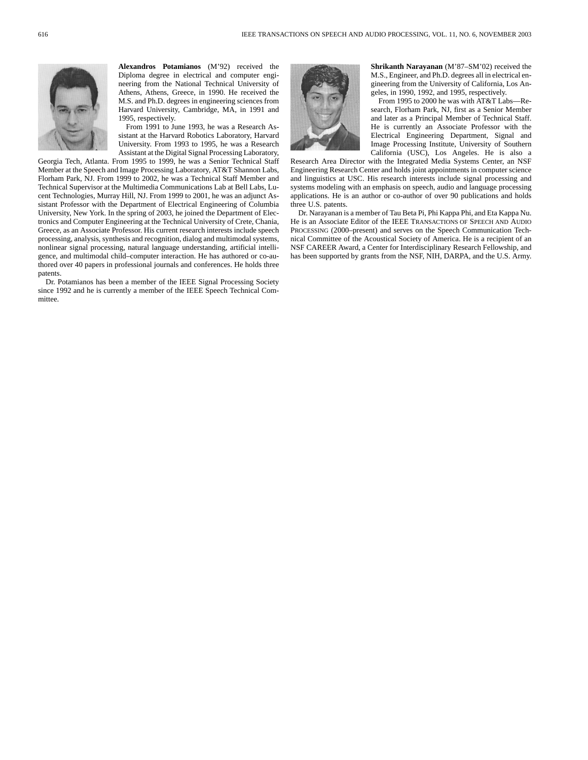**Alexandros Potamianos** (M'92) received the Diploma degree in electrical and computer engineering from the National Technical University of Athens, Athens, Greece, in 1990. He received the M.S. and Ph.D. degrees in engineering sciences from Harvard University, Cambridge, MA, in 1991 and 1995, respectively.

From 1991 to June 1993, he was a Research Assistant at the Harvard Robotics Laboratory, Harvard University. From 1993 to 1995, he was a Research Assistant at the Digital Signal Processing Laboratory, Georgia Tech, Atlanta. From 1995 to 1999, he was a Senior Technical Staff Member at the Speech and Image Processing Laboratory, AT&T Shannon Labs, Florham Park, NJ. From 1999 to 2002, he was a Technical Staff Member and Technical Supervisor at the Multimedia Communications Lab at Bell Labs, Lucent Technologies, Murray Hill, NJ. From 1999 to 2001, he was an adjunct Assistant Professor with the Department of Electrical Engineering of Columbia University, New York. In the spring of 2003, he joined the Department of Electronics and Computer Engineering at the Technical University of Crete, Chania, Greece, as an Associate Professor. His current research interests include speech processing, analysis, synthesis and recognition, dialog and multimodal systems, nonlinear signal processing, natural language understanding, artificial intelligence, and multimodal child–computer interaction. He has authored or co-authored over 40 papers in professional journals and conferences. He holds three patents.

Dr. Potamianos has been a member of the IEEE Signal Processing Society since 1992 and he is currently a member of the IEEE Speech Technical Committee.

**Shrikanth Narayanan** (M'87–SM'02) received the M.S., Engineer, and Ph.D. degrees all in electrical engineering from the University of California, Los Angeles, in 1990, 1992, and 1995, respectively.

From 1995 to 2000 he was with AT&T Labs—Research, Florham Park, NJ, first as a Senior Member and later as a Principal Member of Technical Staff. He is currently an Associate Professor with the Electrical Engineering Department, Signal and Image Processing Institute, University of Southern California (USC), Los Angeles. He is also a Research Area Director with the Integrated Media Systems Center, an NSF Engineering Research Center and holds joint appointments in computer science and linguistics at USC. His research interests include signal processing and systems modeling with an emphasis on speech, audio and language processing applications. He is an author or co-author of over 90 publications and holds three U.S. patents.

Dr. Narayanan is a member of Tau Beta Pi, Phi Kappa Phi, and Eta Kappa Nu. He is an Associate Editor of the IEEE Transactions of Speech and Audio Processing (2000–present) and serves on the Speech Communication Technical Committee of the Acoustical Society of America. He is a recipient of an NSF CAREER Award, a Center for Interdisciplinary Research Fellowship, and has been supported by grants from the NSF, NIH, DARPA, and the U.S. Army.